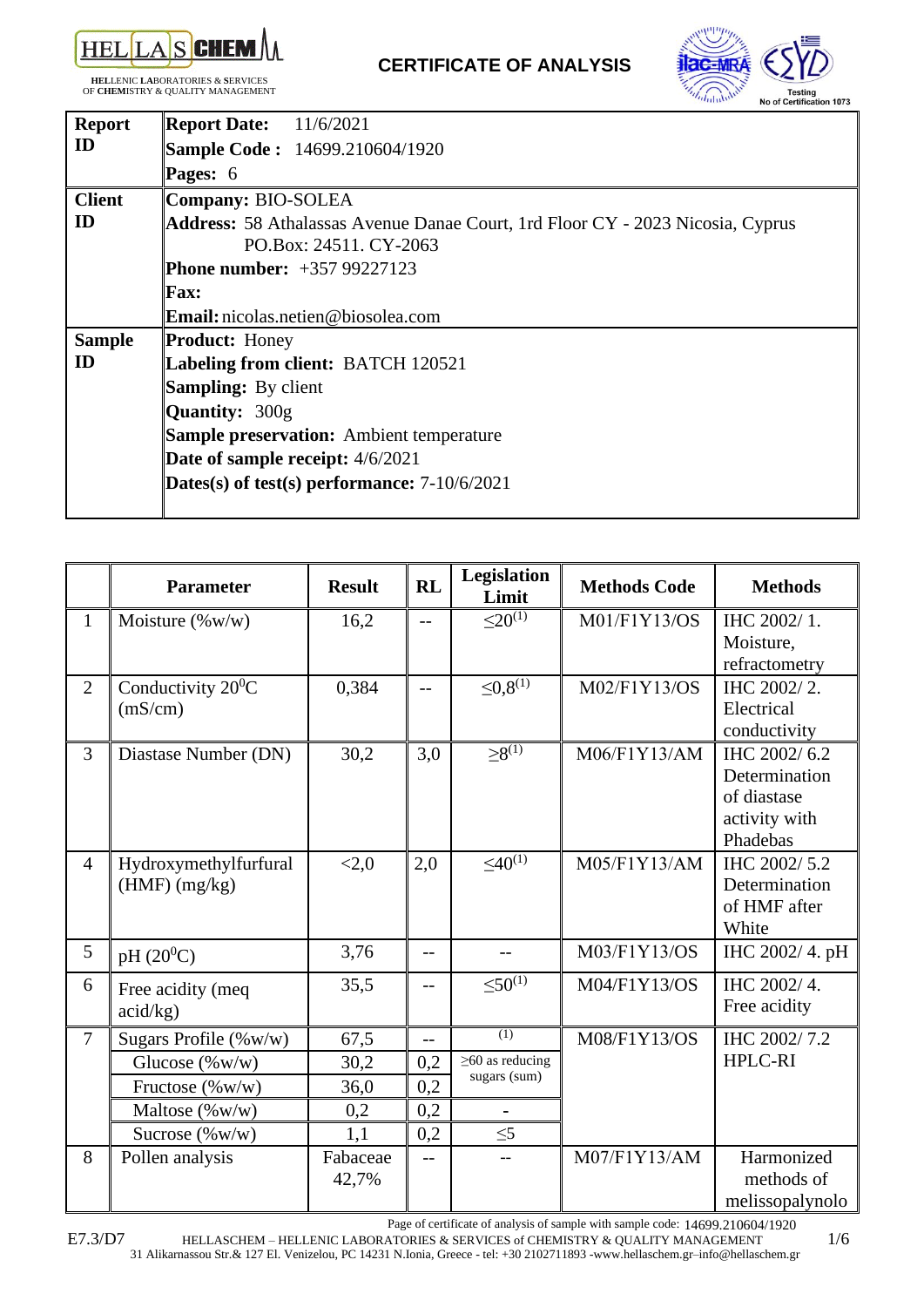**HELLAS CHEM**

**HEL**LENIC **LA**BORATORIES & **S**ERVICES OF **CHEM**ISTRY & QUALITY MANAGEMENT

# CERTIFICATE OF ANALYSIS

Testing
No of Certification 1073

| | |
|---|---|
| **Report ID** | **Report Date:** 11/6/2021<br>**Sample Code :** 14699.210604/1920<br>**Pages:** 6 |
| **Client ID** | **Company:** BIO-SOLEA<br>**Address:** 58 Athalassas Avenue Danae Court, 1rd Floor CY - 2023 Nicosia, Cyprus PO.Box: 24511. CY-2063<br>**Phone number:** +357 99227123<br>**Fax:**<br>**Email:** nicolas.netien@biosolea.com |
| **Sample ID** | **Product:** Honey<br>**Labeling from client:** BATCH 120521<br>**Sampling:** By client<br>**Quantity:** 300g<br>**Sample preservation:** Ambient temperature<br>**Date of sample receipt:** 4/6/2021<br>**Dates(s) of test(s) performance:** 7-10/6/2021 |

| | Parameter | Result | RL | Legislation Limit | Methods Code | Methods |
|---|---|---|---|---|---|---|
| 1 | Moisture (%w/w) | 16,2 | -- | ≤20(1) | M01/F1Y13/OS | IHC 2002/ 1. Moisture, refractometry |
| 2 | Conductivity 20$^0$C (mS/cm) | 0,384 | -- | ≤0,8(1) | M02/F1Y13/OS | IHC 2002/ 2. Electrical conductivity |
| 3 | Diastase Number (DN) | 30,2 | 3,0 | ≥8(1) | M06/F1Y13/AM | IHC 2002/ 6.2 Determination of diastase activity with Phadebas |
| 4 | Hydroxymethylfurfural (HMF) (mg/kg) | <2,0 | 2,0 | ≤40(1) | M05/F1Y13/AM | IHC 2002/ 5.2 Determination of HMF after White |
| 5 | pH (20$^0$C) | 3,76 | -- | -- | M03/F1Y13/OS | IHC 2002/ 4. pH |
| 6 | Free acidity (meq acid/kg) | 35,5 | -- | ≤50(1) | M04/F1Y13/OS | IHC 2002/ 4. Free acidity |
| 7 | Sugars Profile (%w/w) | 67,5 | -- | (1) | M08/F1Y13/OS | IHC 2002/ 7.2 HPLC-RI |
| | Glucose (%w/w) | 30,2 | 0,2 | ≥60 as reducing sugars (sum) | | |
| | Fructose (%w/w) | 36,0 | 0,2 | | | |
| | Maltose (%w/w) | 0,2 | 0,2 | - | | |
| | Sucrose (%w/w) | 1,1 | 0,2 | ≤5 | | |
| 8 | Pollen analysis | Fabaceae 42,7% | -- | -- | M07/F1Y13/AM | Harmonized methods of melissopalynolo |

Page of certificate of analysis of sample with sample code: 14699.210604/1920

E7.3/D7 HELLASCHEM – HELLENIC LABORATORIES & SERVICES of CHEMISTRY & QUALITY MANAGEMENT
31 Alikarnassou Str.& 127 El. Venizelou, PC 14231 N.Ionia, Greece - tel: +30 2102711893 -www.hellaschem.gr–info@hellaschem.gr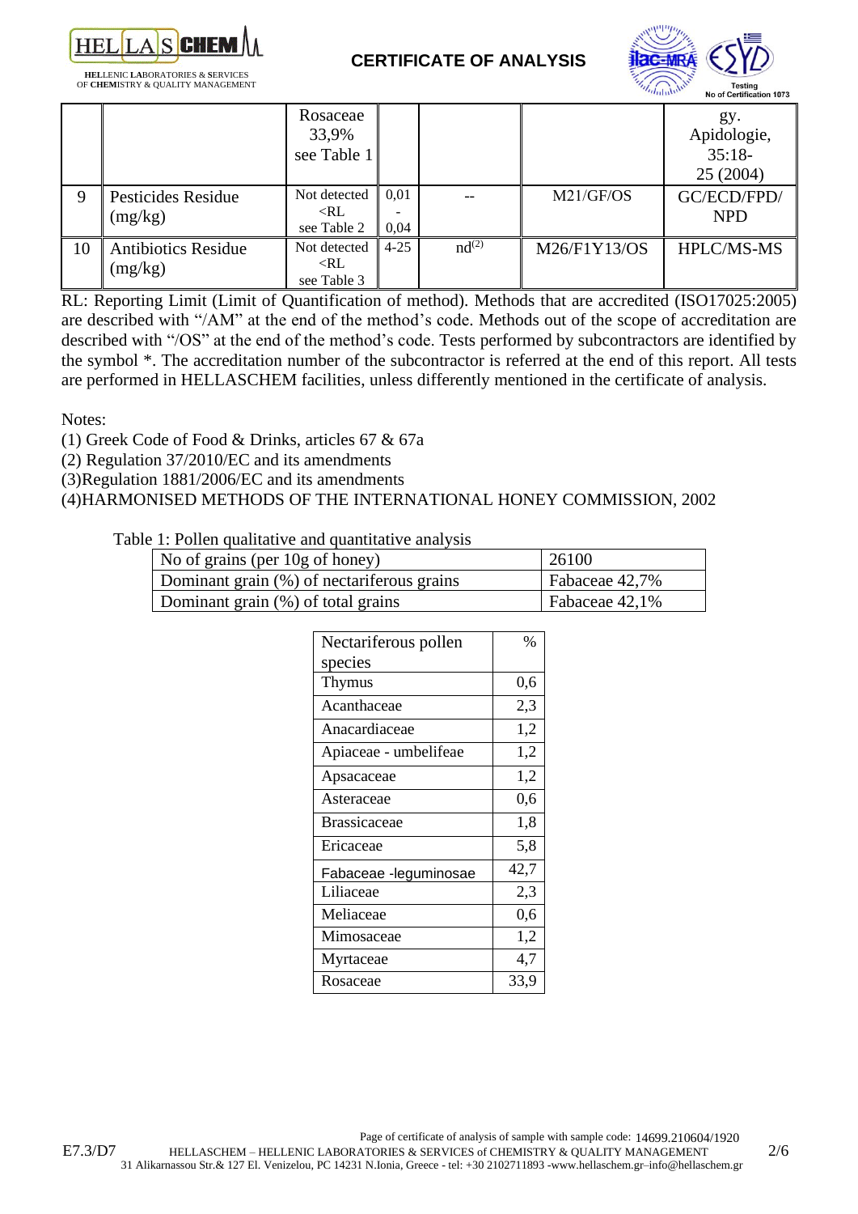|  |  | Rosaceae 33,9% see Table 1 |  |  |  | gy. Apidologie, 35:18-25 (2004) |
|---|---|---|---|---|---|---|
| 9 | Pesticides Residue (mg/kg) | Not detected <RL see Table 2 | 0,01 - 0,04 | -- | M21/GF/OS | GC/ECD/FPD/NPD |
| 10 | Antibiotics Residue (mg/kg) | Not detected <RL see Table 3 | 4-25 | nd(2) | M26/F1Y13/OS | HPLC/MS-MS |

RL: Reporting Limit (Limit of Quantification of method). Methods that are accredited (ISO17025:2005) are described with "/AM" at the end of the method's code. Methods out of the scope of accreditation are described with "/OS" at the end of the method's code. Tests performed by subcontractors are identified by the symbol *. The accreditation number of the subcontractor is referred at the end of this report. All tests are performed in HELLASCHEM facilities, unless differently mentioned in the certificate of analysis.

Notes:

(1) Greek Code of Food & Drinks, articles 67 & 67a
(2) Regulation 37/2010/EC and its amendments
(3)Regulation 1881/2006/EC and its amendments
(4)HARMONISED METHODS OF THE INTERNATIONAL HONEY COMMISSION, 2002

Table 1: Pollen qualitative and quantitative analysis

| No of grains (per 10g of honey) | 26100 |
|---|---|
| Dominant grain (%) of nectariferous grains | Fabaceae 42,7% |
| Dominant grain (%) of total grains | Fabaceae 42,1% |

| Nectariferous pollen species | % |
|---|---|
| Thymus | 0,6 |
| Acanthaceae | 2,3 |
| Anacardiaceae | 1,2 |
| Apiaceae - umbelifeae | 1,2 |
| Apsacaceae | 1,2 |
| Asteraceae | 0,6 |
| Brassicaceae | 1,8 |
| Ericaceae | 5,8 |
| Fabaceae -leguminosae | 42,7 |
| Liliceae | 2,3 |
| Meliaceae | 0,6 |
| Mimosaceae | 1,2 |
| Myrtaceae | 4,7 |
| Rosaceae | 33,9 |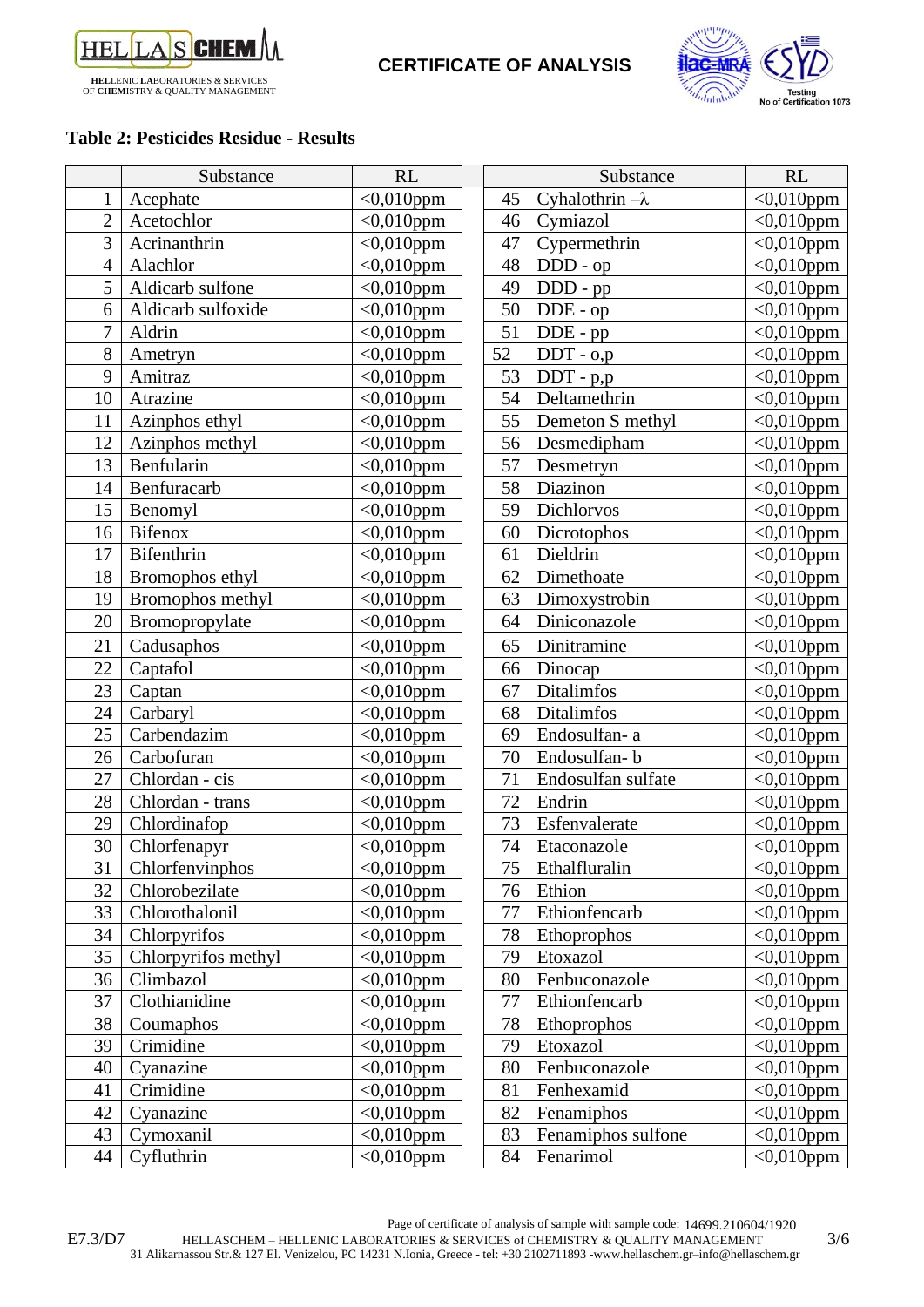**Table 2: Pesticides Residue - Results**

| | Substance | RL | | Substance | RL |
|---|---|---|---|---|---|
| 1 | Acephate | <0,010ppm | 45 | Cyhalothrin –λ | <0,010ppm |
| 2 | Acetochlor | <0,010ppm | 46 | Cymiazol | <0,010ppm |
| 3 | Acrinanthrin | <0,010ppm | 47 | Cypermethrin | <0,010ppm |
| 4 | Alachlor | <0,010ppm | 48 | DDD - op | <0,010ppm |
| 5 | Aldicarb sulfone | <0,010ppm | 49 | DDD - pp | <0,010ppm |
| 6 | Aldicarb sulfoxide | <0,010ppm | 50 | DDE - op | <0,010ppm |
| 7 | Aldrin | <0,010ppm | 51 | DDE - pp | <0,010ppm |
| 8 | Ametryn | <0,010ppm | 52 | DDT - o,p | <0,010ppm |
| 9 | Amitraz | <0,010ppm | 53 | DDT - p,p | <0,010ppm |
| 10 | Atrazine | <0,010ppm | 54 | Deltamethrin | <0,010ppm |
| 11 | Azinphos ethyl | <0,010ppm | 55 | Demeton S methyl | <0,010ppm |
| 12 | Azinphos methyl | <0,010ppm | 56 | Desmedipham | <0,010ppm |
| 13 | Benfularin | <0,010ppm | 57 | Desmetryn | <0,010ppm |
| 14 | Benfuracarb | <0,010ppm | 58 | Diazinon | <0,010ppm |
| 15 | Benomyl | <0,010ppm | 59 | Dichlorvos | <0,010ppm |
| 16 | Bifenox | <0,010ppm | 60 | Dicrotophos | <0,010ppm |
| 17 | Bifenthrin | <0,010ppm | 61 | Dieldrin | <0,010ppm |
| 18 | Bromophos ethyl | <0,010ppm | 62 | Dimethoate | <0,010ppm |
| 19 | Bromophos methyl | <0,010ppm | 63 | Dimoxystrobin | <0,010ppm |
| 20 | Bromopropylate | <0,010ppm | 64 | Diniconazole | <0,010ppm |
| 21 | Cadusaphos | <0,010ppm | 65 | Dinitramine | <0,010ppm |
| 22 | Captafol | <0,010ppm | 66 | Dinocap | <0,010ppm |
| 23 | Captan | <0,010ppm | 67 | Ditalimfos | <0,010ppm |
| 24 | Carbaryl | <0,010ppm | 68 | Ditalimfos | <0,010ppm |
| 25 | Carbendazim | <0,010ppm | 69 | Endosulfan- a | <0,010ppm |
| 26 | Carbofuran | <0,010ppm | 70 | Endosulfan- b | <0,010ppm |
| 27 | Chlordan - cis | <0,010ppm | 71 | Endosulfan sulfate | <0,010ppm |
| 28 | Chlordan - trans | <0,010ppm | 72 | Endrin | <0,010ppm |
| 29 | Chlordinafop | <0,010ppm | 73 | Esfenvalerate | <0,010ppm |
| 30 | Chlorfenapyr | <0,010ppm | 74 | Etaconazole | <0,010ppm |
| 31 | Chlorfenvinphos | <0,010ppm | 75 | Ethalfluralin | <0,010ppm |
| 32 | Chlorobezilate | <0,010ppm | 76 | Ethion | <0,010ppm |
| 33 | Chlorothalonil | <0,010ppm | 77 | Ethionfencarb | <0,010ppm |
| 34 | Chlorpyrifos | <0,010ppm | 78 | Ethoprophos | <0,010ppm |
| 35 | Chlorpyrifos methyl | <0,010ppm | 79 | Etoxazol | <0,010ppm |
| 36 | Climbazol | <0,010ppm | 80 | Fenbuconazole | <0,010ppm |
| 37 | Clothianidine | <0,010ppm | 77 | Ethionfencarb | <0,010ppm |
| 38 | Coumaphos | <0,010ppm | 78 | Ethoprophos | <0,010ppm |
| 39 | Crimidine | <0,010ppm | 79 | Etoxazol | <0,010ppm |
| 40 | Cyanazine | <0,010ppm | 80 | Fenbuconazole | <0,010ppm |
| 41 | Crimidine | <0,010ppm | 81 | Fenhexamid | <0,010ppm |
| 42 | Cyanazine | <0,010ppm | 82 | Fenamiphos | <0,010ppm |
| 43 | Cymoxanil | <0,010ppm | 83 | Fenamiphos sulfone | <0,010ppm |
| 44 | Cyfluthrin | <0,010ppm | 84 | Fenarimol | <0,010ppm |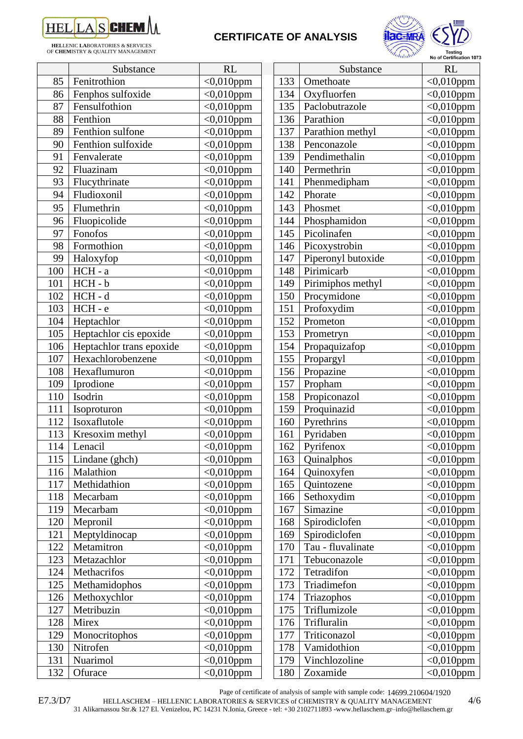# CERTIFICATE OF ANALYSIS

| | Substance | RL |
|---|---|---|
| 85 | Fenitrothion | <0,010ppm |
| 86 | Fenphos sulfoxide | <0,010ppm |
| 87 | Fensulfothion | <0,010ppm |
| 88 | Fenthion | <0,010ppm |
| 89 | Fenthion sulfone | <0,010ppm |
| 90 | Fenthion sulfoxide | <0,010ppm |
| 91 | Fenvalerate | <0,010ppm |
| 92 | Fluazinam | <0,010ppm |
| 93 | Flucythrinate | <0,010ppm |
| 94 | Fludioxonil | <0,010ppm |
| 95 | Flumethrin | <0,010ppm |
| 96 | Fluopicolide | <0,010ppm |
| 97 | Fonofos | <0,010ppm |
| 98 | Formothion | <0,010ppm |
| 99 | Haloxyfop | <0,010ppm |
| 100 | HCH - a | <0,010ppm |
| 101 | HCH - b | <0,010ppm |
| 102 | HCH - d | <0,010ppm |
| 103 | HCH - e | <0,010ppm |
| 104 | Heptachlor | <0,010ppm |
| 105 | Heptachlor cis epoxide | <0,010ppm |
| 106 | Heptachlor trans epoxide | <0,010ppm |
| 107 | Hexachlorobenzene | <0,010ppm |
| 108 | Hexaflumuron | <0,010ppm |
| 109 | Iprodione | <0,010ppm |
| 110 | Isodrin | <0,010ppm |
| 111 | Isoproturon | <0,010ppm |
| 112 | Isoxaflutole | <0,010ppm |
| 113 | Kresoxim methyl | <0,010ppm |
| 114 | Lenacil | <0,010ppm |
| 115 | Lindane (ghch) | <0,010ppm |
| 116 | Malathion | <0,010ppm |
| 117 | Methidathion | <0,010ppm |
| 118 | Mecarbam | <0,010ppm |
| 119 | Mecarbam | <0,010ppm |
| 120 | Mepronil | <0,010ppm |
| 121 | Meptyldinocap | <0,010ppm |
| 122 | Metamitron | <0,010ppm |
| 123 | Metazachlor | <0,010ppm |
| 124 | Methacrifos | <0,010ppm |
| 125 | Methamidophos | <0,010ppm |
| 126 | Methoxychlor | <0,010ppm |
| 127 | Metribuzin | <0,010ppm |
| 128 | Mirex | <0,010ppm |
| 129 | Monocritophos | <0,010ppm |
| 130 | Nitrofen | <0,010ppm |
| 131 | Nuarimol | <0,010ppm |
| 132 | Ofurace | <0,010ppm |
| 133 | Omethoate | <0,010ppm |
| 134 | Oxyfluorfen | <0,010ppm |
| 135 | Paclobutrazole | <0,010ppm |
| 136 | Parathion | <0,010ppm |
| 137 | Parathion methyl | <0,010ppm |
| 138 | Penconazole | <0,010ppm |
| 139 | Pendimethalin | <0,010ppm |
| 140 | Permethrin | <0,010ppm |
| 141 | Phenmedipham | <0,010ppm |
| 142 | Phorate | <0,010ppm |
| 143 | Phosmet | <0,010ppm |
| 144 | Phosphamidon | <0,010ppm |
| 145 | Picolinafen | <0,010ppm |
| 146 | Picoxystrobin | <0,010ppm |
| 147 | Piperonyl butoxide | <0,010ppm |
| 148 | Pirimicarb | <0,010ppm |
| 149 | Pirimiphos methyl | <0,010ppm |
| 150 | Procymidone | <0,010ppm |
| 151 | Profoxydim | <0,010ppm |
| 152 | Prometon | <0,010ppm |
| 153 | Prometryn | <0,010ppm |
| 154 | Propaquizafop | <0,010ppm |
| 155 | Propargyl | <0,010ppm |
| 156 | Propazine | <0,010ppm |
| 157 | Propham | <0,010ppm |
| 158 | Propiconazol | <0,010ppm |
| 159 | Proquinazid | <0,010ppm |
| 160 | Pyrethrins | <0,010ppm |
| 161 | Pyridaben | <0,010ppm |
| 162 | Pyrifenox | <0,010ppm |
| 163 | Quinalphos | <0,010ppm |
| 164 | Quinoxyfen | <0,010ppm |
| 165 | Quintozene | <0,010ppm |
| 166 | Sethoxydim | <0,010ppm |
| 167 | Simazine | <0,010ppm |
| 168 | Spirodiclofen | <0,010ppm |
| 169 | Spirodiclofen | <0,010ppm |
| 170 | Tau - fluvalinate | <0,010ppm |
| 171 | Tebuconazole | <0,010ppm |
| 172 | Tetradifon | <0,010ppm |
| 173 | Triadimefon | <0,010ppm |
| 174 | Triazophos | <0,010ppm |
| 175 | Triflumizole | <0,010ppm |
| 176 | Trifluralin | <0,010ppm |
| 177 | Triticonazol | <0,010ppm |
| 178 | Vamidothion | <0,010ppm |
| 179 | Vinchlozoline | <0,010ppm |
| 180 | Zoxamide | <0,010ppm |

Page of certificate of analysis of sample with sample code: 14699.210604/1920

E7.3/D7 HELLASCHEM – HELLENIC LABORATORIES & SERVICES of CHEMISTRY & QUALITY MANAGEMENT
31 Alikarnassou Str.& 127 El. Venizelou, PC 14231 N.Ionia, Greece - tel: +30 2102711893 -www.hellaschem.gr–info@hellaschem.gr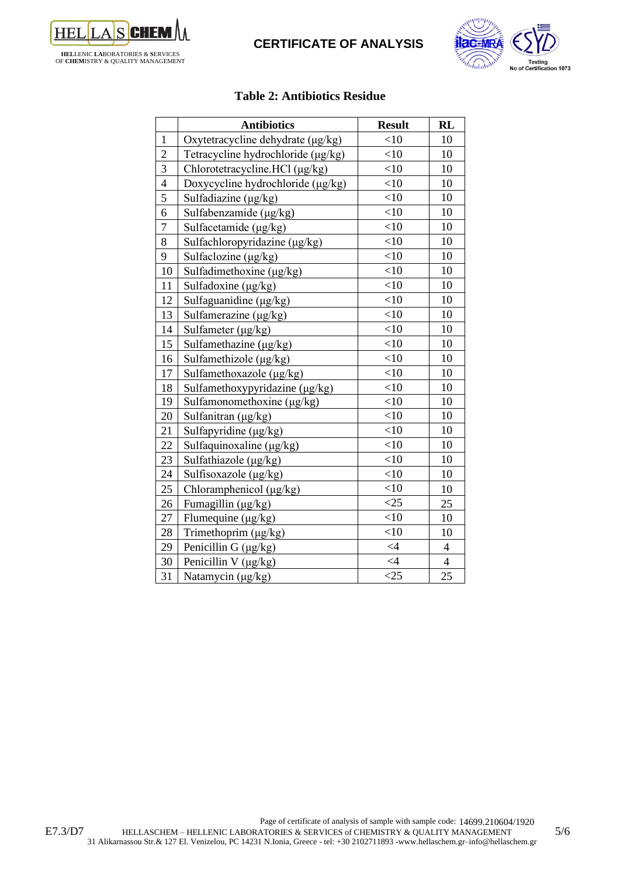# Table 2: Antibiotics Residue

| | Antibiotics | Result | RL |
|---|---|---|---|
| 1 | Oxytetracycline dehydrate (μg/kg) | <10 | 10 |
| 2 | Tetracycline hydrochloride (μg/kg) | <10 | 10 |
| 3 | Chlorotetracycline.HCl (μg/kg) | <10 | 10 |
| 4 | Doxycycline hydrochloride (μg/kg) | <10 | 10 |
| 5 | Sulfadiazine (μg/kg) | <10 | 10 |
| 6 | Sulfabenzamide (μg/kg) | <10 | 10 |
| 7 | Sulfacetamide (μg/kg) | <10 | 10 |
| 8 | Sulfachloropyridazine (μg/kg) | <10 | 10 |
| 9 | Sulfaclozine (μg/kg) | <10 | 10 |
| 10 | Sulfadimethoxine (μg/kg) | <10 | 10 |
| 11 | Sulfadoxine (μg/kg) | <10 | 10 |
| 12 | Sulfaguanidine (μg/kg) | <10 | 10 |
| 13 | Sulfamerazine (μg/kg) | <10 | 10 |
| 14 | Sulfameter (μg/kg) | <10 | 10 |
| 15 | Sulfamethazine (μg/kg) | <10 | 10 |
| 16 | Sulfamethizole (μg/kg) | <10 | 10 |
| 17 | Sulfamethoxazole (μg/kg) | <10 | 10 |
| 18 | Sulfamethoxypyridazine (μg/kg) | <10 | 10 |
| 19 | Sulfamonomethoxine (μg/kg) | <10 | 10 |
| 20 | Sulfanitran (μg/kg) | <10 | 10 |
| 21 | Sulfapyridine (μg/kg) | <10 | 10 |
| 22 | Sulfaquinoxaline (μg/kg) | <10 | 10 |
| 23 | Sulfathiazole (μg/kg) | <10 | 10 |
| 24 | Sulfisoxazole (μg/kg) | <10 | 10 |
| 25 | Chloramphenicol (μg/kg) | <10 | 10 |
| 26 | Fumagillin (μg/kg) | <25 | 25 |
| 27 | Flumequine (μg/kg) | <10 | 10 |
| 28 | Trimethoprim (μg/kg) | <10 | 10 |
| 29 | Penicillin G (μg/kg) | <4 | 4 |
| 30 | Penicillin V (μg/kg) | <4 | 4 |
| 31 | Natamycin (μg/kg) | <25 | 25 |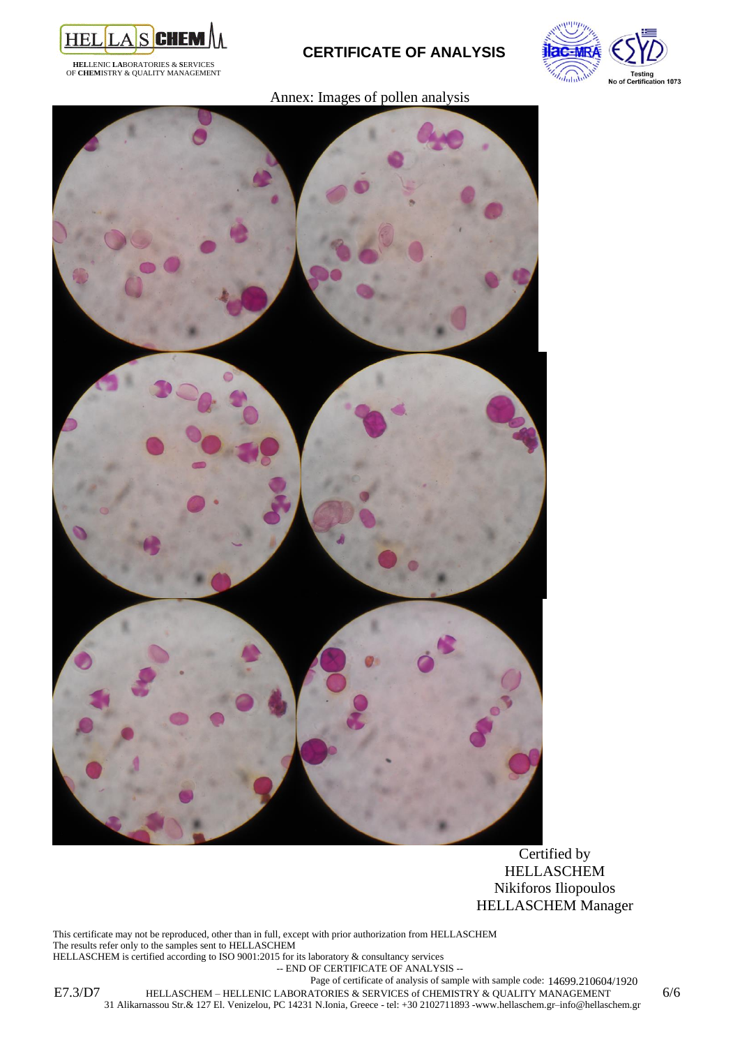Annex: Images of pollen analysis

Certified by
HELLASCHEM
Nikiforos Iliopoulos
HELLASCHEM Manager

This certificate may not be reproduced, other than in full, except with prior authorization from HELLASCHEM
The results refer only to the samples sent to HELLASCHEM
HELLASCHEM is certified according to ISO 9001:2015 for its laboratory & consultancy services

-- END OF CERTIFICATE OF ANALYSIS --